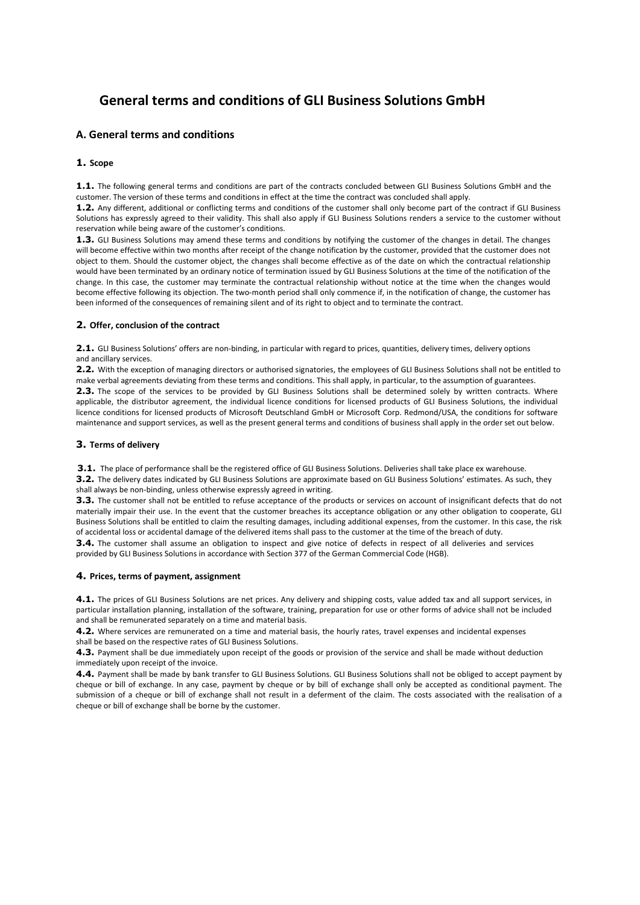# General terms and conditions of GLI Business Solutions GmbH

## A. General terms and conditions

### 1. Scope

**1.1.** The following general terms and conditions are part of the contracts concluded between GLI Business Solutions GmbH and the customer. The version of these terms and conditions in effect at the time the contract was concluded shall apply.

**1.2.** Any different, additional or conflicting terms and conditions of the customer shall only become part of the contract if GLI Business Solutions has expressly agreed to their validity. This shall also apply if GLI Business Solutions renders a service to the customer without reservation while being aware of the customer's conditions.

**1.3.** GLI Business Solutions may amend these terms and conditions by notifying the customer of the changes in detail. The changes will become effective within two months after receipt of the change notification by the customer, provided that the customer does not object to them. Should the customer object, the changes shall become effective as of the date on which the contractual relationship would have been terminated by an ordinary notice of termination issued by GLI Business Solutions at the time of the notification of the change. In this case, the customer may terminate the contractual relationship without notice at the time when the changes would become effective following its objection. The two-month period shall only commence if, in the notification of change, the customer has been informed of the consequences of remaining silent and of its right to object and to terminate the contract.

### 2. Offer, conclusion of the contract

**2.1.** GLI Business Solutions' offers are non-binding, in particular with regard to prices, quantities, delivery times, delivery options and ancillary services.

**2.2.** With the exception of managing directors or authorised signatories, the employees of GLI Business Solutions shall not be entitled to make verbal agreements deviating from these terms and conditions. This shall apply, in particular, to the assumption of guarantees.

**2.3.** The scope of the services to be provided by GLI Business Solutions shall be determined solely by written contracts. Where applicable, the distributor agreement, the individual licence conditions for licensed products of GLI Business Solutions, the individual licence conditions for licensed products of Microsoft Deutschland GmbH or Microsoft Corp. Redmond/USA, the conditions for software maintenance and support services, as well as the present general terms and conditions of business shall apply in the order set out below.

### 3. Terms of delivery

**3.1.** The place of performance shall be the registered office of GLI Business Solutions. Deliveries shall take place ex warehouse.

**3.2.** The delivery dates indicated by GLI Business Solutions are approximate based on GLI Business Solutions' estimates. As such, they shall always be non-binding, unless otherwise expressly agreed in writing.

**3.3.** The customer shall not be entitled to refuse acceptance of the products or services on account of insignificant defects that do not materially impair their use. In the event that the customer breaches its acceptance obligation or any other obligation to cooperate, GLI Business Solutions shall be entitled to claim the resulting damages, including additional expenses, from the customer. In this case, the risk of accidental loss or accidental damage of the delivered items shall pass to the customer at the time of the breach of duty.

**3.4.** The customer shall assume an obligation to inspect and give notice of defects in respect of all deliveries and services provided by GLI Business Solutions in accordance with Section 377 of the German Commercial Code (HGB).

### 4. Prices, terms of payment, assignment

**4.1.** The prices of GLI Business Solutions are net prices. Any delivery and shipping costs, value added tax and all support services, in particular installation planning, installation of the software, training, preparation for use or other forms of advice shall not be included and shall be remunerated separately on a time and material basis.

**4.2.** Where services are remunerated on a time and material basis, the hourly rates, travel expenses and incidental expenses shall be based on the respective rates of GLI Business Solutions.

**4.3.** Payment shall be due immediately upon receipt of the goods or provision of the service and shall be made without deduction immediately upon receipt of the invoice.

**4.4.** Payment shall be made by bank transfer to GLI Business Solutions. GLI Business Solutions shall not be obliged to accept payment by cheque or bill of exchange. In any case, payment by cheque or by bill of exchange shall only be accepted as conditional payment. The submission of a cheque or bill of exchange shall not result in a deferment of the claim. The costs associated with the realisation of a cheque or bill of exchange shall be borne by the customer.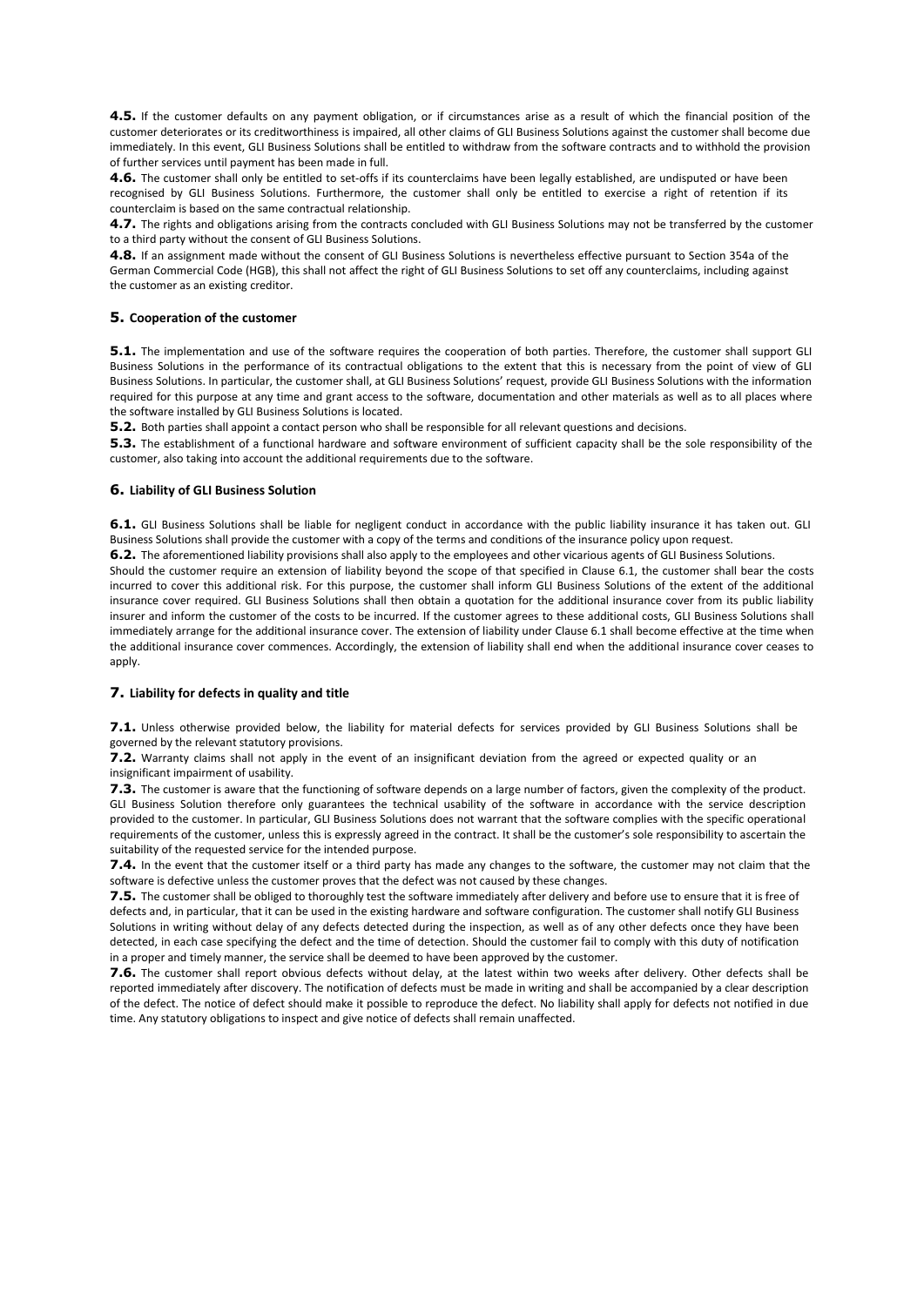**4.5.** If the customer defaults on any payment obligation, or if circumstances arise as a result of which the financial position of the customer deteriorates or its creditworthiness is impaired, all other claims of GLI Business Solutions against the customer shall become due immediately. In this event, GLI Business Solutions shall be entitled to withdraw from the software contracts and to withhold the provision of further services until payment has been made in full.

**4.6.** The customer shall only be entitled to set-offs if its counterclaims have been legally established, are undisputed or have been recognised by GLI Business Solutions. Furthermore, the customer shall only be entitled to exercise a right of retention if its counterclaim is based on the same contractual relationship.

**4.7.** The rights and obligations arising from the contracts concluded with GLI Business Solutions may not be transferred by the customer to a third party without the consent of GLI Business Solutions.

**4.8.** If an assignment made without the consent of GLI Business Solutions is nevertheless effective pursuant to Section 354a of the German Commercial Code (HGB), this shall not affect the right of GLI Business Solutions to set off any counterclaims, including against the customer as an existing creditor.

## 5. Cooperation of the customer

**5.1.** The implementation and use of the software requires the cooperation of both parties. Therefore, the customer shall support GLI Business Solutions in the performance of its contractual obligations to the extent that this is necessary from the point of view of GLI Business Solutions. In particular, the customer shall, at GLI Business Solutions' request, provide GLI Business Solutions with the information required for this purpose at any time and grant access to the software, documentation and other materials as well as to all places where the software installed by GLI Business Solutions is located.

**5.2.** Both parties shall appoint a contact person who shall be responsible for all relevant questions and decisions.

**5.3.** The establishment of a functional hardware and software environment of sufficient capacity shall be the sole responsibility of the customer, also taking into account the additional requirements due to the software.

## 6. Liability of GLI Business Solution

**6.1.** GLI Business Solutions shall be liable for negligent conduct in accordance with the public liability insurance it has taken out. GLI Business Solutions shall provide the customer with a copy of the terms and conditions of the insurance policy upon request.

**6.2.** The aforementioned liability provisions shall also apply to the employees and other vicarious agents of GLI Business Solutions.
Should the customer require an extension of liability beyond the scope of that specified in Clause 6.1, the customer shall bear the costs incurred to cover this additional risk. For this purpose, the customer shall inform GLI Business Solutions of the extent of the additional insurance cover required. GLI Business Solutions shall then obtain a quotation for the additional insurance cover from its public liability insurer and inform the customer of the costs to be incurred. If the customer agrees to these additional costs, GLI Business Solutions shall immediately arrange for the additional insurance cover. The extension of liability under Clause 6.1 shall become effective at the time when the additional insurance cover commences. Accordingly, the extension of liability shall end when the additional insurance cover ceases to apply.

## 7. Liability for defects in quality and title

**7.1.** Unless otherwise provided below, the liability for material defects for services provided by GLI Business Solutions shall be governed by the relevant statutory provisions.

**7.2.** Warranty claims shall not apply in the event of an insignificant deviation from the agreed or expected quality or an insignificant impairment of usability.

**7.3.** The customer is aware that the functioning of software depends on a large number of factors, given the complexity of the product. GLI Business Solution therefore only guarantees the technical usability of the software in accordance with the service description provided to the customer. In particular, GLI Business Solutions does not warrant that the software complies with the specific operational requirements of the customer, unless this is expressly agreed in the contract. It shall be the customer's sole responsibility to ascertain the suitability of the requested service for the intended purpose.

**7.4.** In the event that the customer itself or a third party has made any changes to the software, the customer may not claim that the software is defective unless the customer proves that the defect was not caused by these changes.

**7.5.** The customer shall be obliged to thoroughly test the software immediately after delivery and before use to ensure that it is free of defects and, in particular, that it can be used in the existing hardware and software configuration. The customer shall notify GLI Business Solutions in writing without delay of any defects detected during the inspection, as well as of any other defects once they have been detected, in each case specifying the defect and the time of detection. Should the customer fail to comply with this duty of notification in a proper and timely manner, the service shall be deemed to have been approved by the customer.

**7.6.** The customer shall report obvious defects without delay, at the latest within two weeks after delivery. Other defects shall be reported immediately after discovery. The notification of defects must be made in writing and shall be accompanied by a clear description of the defect. The notice of defect should make it possible to reproduce the defect. No liability shall apply for defects not notified in due time. Any statutory obligations to inspect and give notice of defects shall remain unaffected.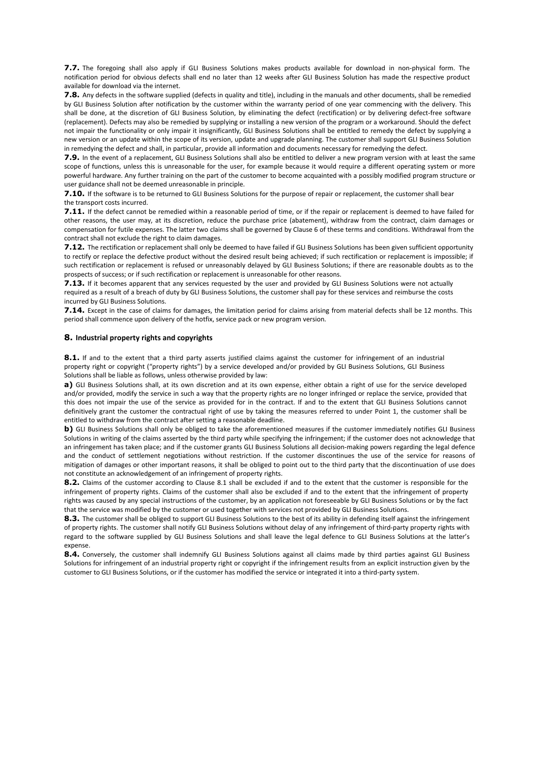**7.7.** The foregoing shall also apply if GLI Business Solutions makes products available for download in non-physical form. The notification period for obvious defects shall end no later than 12 weeks after GLI Business Solution has made the respective product available for download via the internet.

**7.8.** Any defects in the software supplied (defects in quality and title), including in the manuals and other documents, shall be remedied by GLI Business Solution after notification by the customer within the warranty period of one year commencing with the delivery. This shall be done, at the discretion of GLI Business Solution, by eliminating the defect (rectification) or by delivering defect-free software (replacement). Defects may also be remedied by supplying or installing a new version of the program or a workaround. Should the defect not impair the functionality or only impair it insignificantly, GLI Business Solutions shall be entitled to remedy the defect by supplying a new version or an update within the scope of its version, update and upgrade planning. The customer shall support GLI Business Solution in remedying the defect and shall, in particular, provide all information and documents necessary for remedying the defect.

**7.9.** In the event of a replacement, GLI Business Solutions shall also be entitled to deliver a new program version with at least the same scope of functions, unless this is unreasonable for the user, for example because it would require a different operating system or more powerful hardware. Any further training on the part of the customer to become acquainted with a possibly modified program structure or user guidance shall not be deemed unreasonable in principle.

**7.10.** If the software is to be returned to GLI Business Solutions for the purpose of repair or replacement, the customer shall bear the transport costs incurred.

**7.11.** If the defect cannot be remedied within a reasonable period of time, or if the repair or replacement is deemed to have failed for other reasons, the user may, at its discretion, reduce the purchase price (abatement), withdraw from the contract, claim damages or compensation for futile expenses. The latter two claims shall be governed by Clause 6 of these terms and conditions. Withdrawal from the contract shall not exclude the right to claim damages.

**7.12.** The rectification or replacement shall only be deemed to have failed if GLI Business Solutions has been given sufficient opportunity to rectify or replace the defective product without the desired result being achieved; if such rectification or replacement is impossible; if such rectification or replacement is refused or unreasonably delayed by GLI Business Solutions; if there are reasonable doubts as to the prospects of success; or if such rectification or replacement is unreasonable for other reasons.

**7.13.** If it becomes apparent that any services requested by the user and provided by GLI Business Solutions were not actually required as a result of a breach of duty by GLI Business Solutions, the customer shall pay for these services and reimburse the costs incurred by GLI Business Solutions.

**7.14.** Except in the case of claims for damages, the limitation period for claims arising from material defects shall be 12 months. This period shall commence upon delivery of the hotfix, service pack or new program version.

## 8. Industrial property rights and copyrights

**8.1.** If and to the extent that a third party asserts justified claims against the customer for infringement of an industrial property right or copyright ("property rights") by a service developed and/or provided by GLI Business Solutions, GLI Business Solutions shall be liable as follows, unless otherwise provided by law:

**a)** GLI Business Solutions shall, at its own discretion and at its own expense, either obtain a right of use for the service developed and/or provided, modify the service in such a way that the property rights are no longer infringed or replace the service, provided that this does not impair the use of the service as provided for in the contract. If and to the extent that GLI Business Solutions cannot definitively grant the customer the contractual right of use by taking the measures referred to under Point 1, the customer shall be entitled to withdraw from the contract after setting a reasonable deadline.

**b)** GLI Business Solutions shall only be obliged to take the aforementioned measures if the customer immediately notifies GLI Business Solutions in writing of the claims asserted by the third party while specifying the infringement; if the customer does not acknowledge that an infringement has taken place; and if the customer grants GLI Business Solutions all decision-making powers regarding the legal defence and the conduct of settlement negotiations without restriction. If the customer discontinues the use of the service for reasons of mitigation of damages or other important reasons, it shall be obliged to point out to the third party that the discontinuation of use does not constitute an acknowledgement of an infringement of property rights.

**8.2.** Claims of the customer according to Clause 8.1 shall be excluded if and to the extent that the customer is responsible for the infringement of property rights. Claims of the customer shall also be excluded if and to the extent that the infringement of property rights was caused by any special instructions of the customer, by an application not foreseeable by GLI Business Solutions or by the fact that the service was modified by the customer or used together with services not provided by GLI Business Solutions.

**8.3.** The customer shall be obliged to support GLI Business Solutions to the best of its ability in defending itself against the infringement of property rights. The customer shall notify GLI Business Solutions without delay of any infringement of third-party property rights with regard to the software supplied by GLI Business Solutions and shall leave the legal defence to GLI Business Solutions at the latter's expense.

**8.4.** Conversely, the customer shall indemnify GLI Business Solutions against all claims made by third parties against GLI Business Solutions for infringement of an industrial property right or copyright if the infringement results from an explicit instruction given by the customer to GLI Business Solutions, or if the customer has modified the service or integrated it into a third-party system.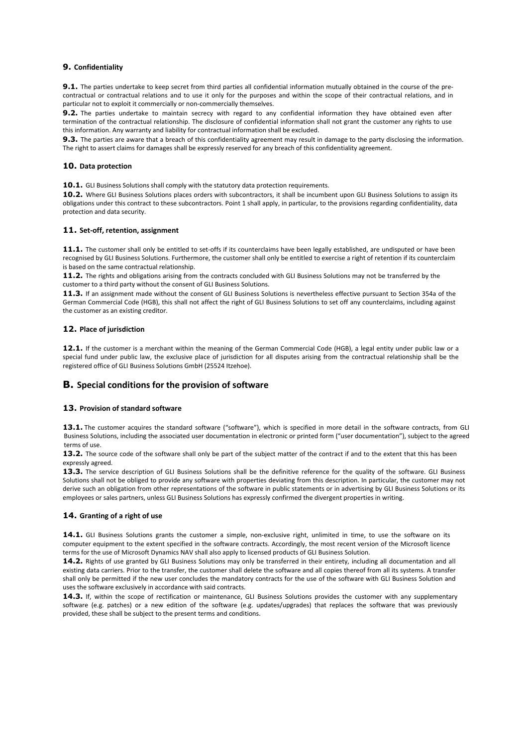## 9. Confidentiality

**9.1.** The parties undertake to keep secret from third parties all confidential information mutually obtained in the course of the pre-contractual or contractual relations and to use it only for the purposes and within the scope of their contractual relations, and in particular not to exploit it commercially or non-commercially themselves.

**9.2.** The parties undertake to maintain secrecy with regard to any confidential information they have obtained even after termination of the contractual relationship. The disclosure of confidential information shall not grant the customer any rights to use this information. Any warranty and liability for contractual information shall be excluded.

**9.3.** The parties are aware that a breach of this confidentiality agreement may result in damage to the party disclosing the information. The right to assert claims for damages shall be expressly reserved for any breach of this confidentiality agreement.

## 10. Data protection

**10.1.** GLI Business Solutions shall comply with the statutory data protection requirements.

**10.2.** Where GLI Business Solutions places orders with subcontractors, it shall be incumbent upon GLI Business Solutions to assign its obligations under this contract to these subcontractors. Point 1 shall apply, in particular, to the provisions regarding confidentiality, data protection and data security.

## 11. Set-off, retention, assignment

**11.1.** The customer shall only be entitled to set-offs if its counterclaims have been legally established, are undisputed or have been recognised by GLI Business Solutions. Furthermore, the customer shall only be entitled to exercise a right of retention if its counterclaim is based on the same contractual relationship.

**11.2.** The rights and obligations arising from the contracts concluded with GLI Business Solutions may not be transferred by the customer to a third party without the consent of GLI Business Solutions.

**11.3.** If an assignment made without the consent of GLI Business Solutions is nevertheless effective pursuant to Section 354a of the German Commercial Code (HGB), this shall not affect the right of GLI Business Solutions to set off any counterclaims, including against the customer as an existing creditor.

## 12. Place of jurisdiction

**12.1.** If the customer is a merchant within the meaning of the German Commercial Code (HGB), a legal entity under public law or a special fund under public law, the exclusive place of jurisdiction for all disputes arising from the contractual relationship shall be the registered office of GLI Business Solutions GmbH (25524 Itzehoe).

# B. Special conditions for the provision of software

## 13. Provision of standard software

**13.1.** The customer acquires the standard software ("software"), which is specified in more detail in the software contracts, from GLI Business Solutions, including the associated user documentation in electronic or printed form ("user documentation"), subject to the agreed terms of use.

**13.2.** The source code of the software shall only be part of the subject matter of the contract if and to the extent that this has been expressly agreed.

**13.3.** The service description of GLI Business Solutions shall be the definitive reference for the quality of the software. GLI Business Solutions shall not be obliged to provide any software with properties deviating from this description. In particular, the customer may not derive such an obligation from other representations of the software in public statements or in advertising by GLI Business Solutions or its employees or sales partners, unless GLI Business Solutions has expressly confirmed the divergent properties in writing.

## 14. Granting of a right of use

**14.1.** GLI Business Solutions grants the customer a simple, non-exclusive right, unlimited in time, to use the software on its computer equipment to the extent specified in the software contracts. Accordingly, the most recent version of the Microsoft licence terms for the use of Microsoft Dynamics NAV shall also apply to licensed products of GLI Business Solution.

**14.2.** Rights of use granted by GLI Business Solutions may only be transferred in their entirety, including all documentation and all existing data carriers. Prior to the transfer, the customer shall delete the software and all copies thereof from all its systems. A transfer shall only be permitted if the new user concludes the mandatory contracts for the use of the software with GLI Business Solution and uses the software exclusively in accordance with said contracts.

**14.3.** If, within the scope of rectification or maintenance, GLI Business Solutions provides the customer with any supplementary software (e.g. patches) or a new edition of the software (e.g. updates/upgrades) that replaces the software that was previously provided, these shall be subject to the present terms and conditions.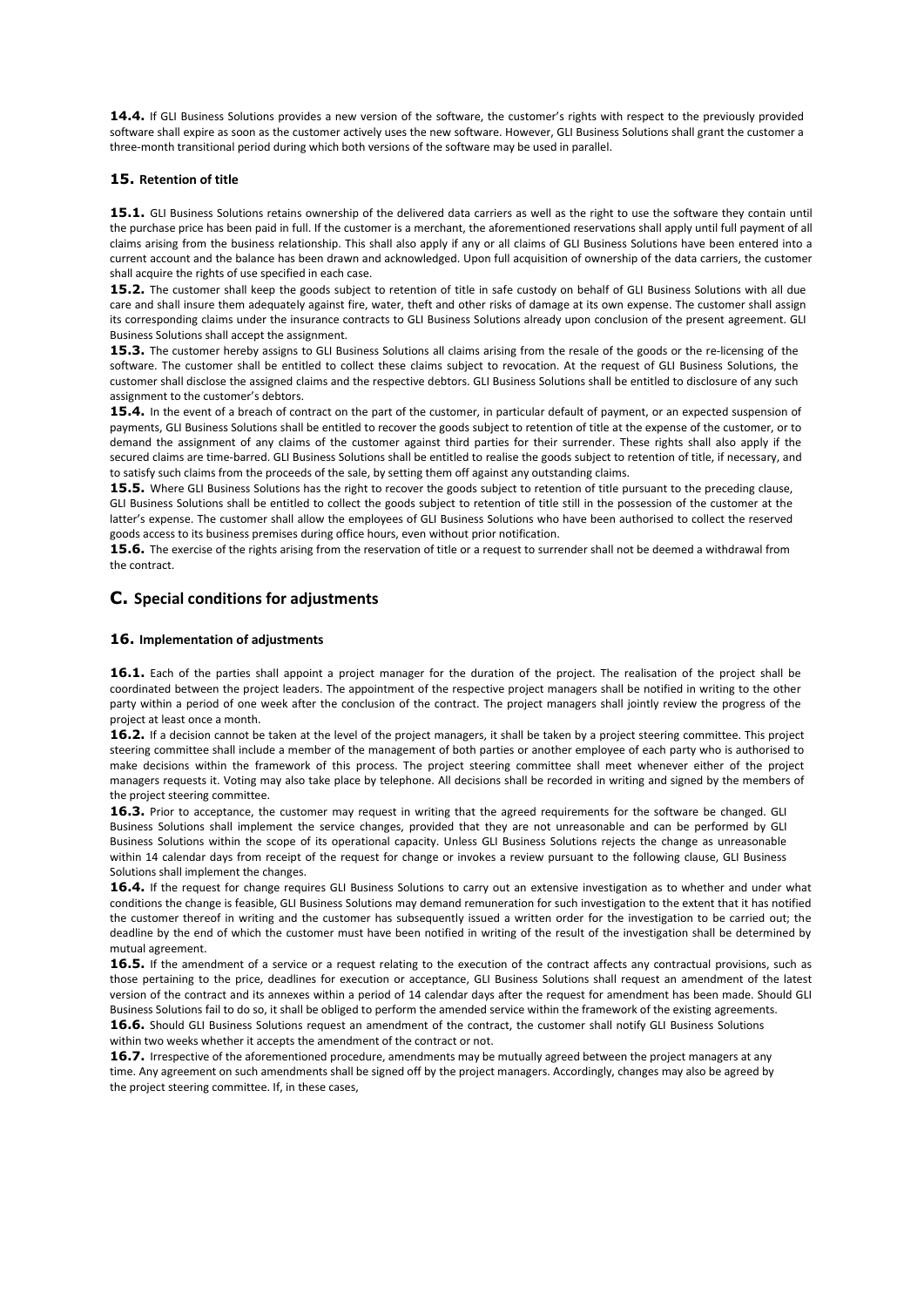**14.4.** If GLI Business Solutions provides a new version of the software, the customer's rights with respect to the previously provided software shall expire as soon as the customer actively uses the new software. However, GLI Business Solutions shall grant the customer a three-month transitional period during which both versions of the software may be used in parallel.

### 15. Retention of title

**15.1.** GLI Business Solutions retains ownership of the delivered data carriers as well as the right to use the software they contain until the purchase price has been paid in full. If the customer is a merchant, the aforementioned reservations shall apply until full payment of all claims arising from the business relationship. This shall also apply if any or all claims of GLI Business Solutions have been entered into a current account and the balance has been drawn and acknowledged. Upon full acquisition of ownership of the data carriers, the customer shall acquire the rights of use specified in each case.

**15.2.** The customer shall keep the goods subject to retention of title in safe custody on behalf of GLI Business Solutions with all due care and shall insure them adequately against fire, water, theft and other risks of damage at its own expense. The customer shall assign its corresponding claims under the insurance contracts to GLI Business Solutions already upon conclusion of the present agreement. GLI Business Solutions shall accept the assignment.

**15.3.** The customer hereby assigns to GLI Business Solutions all claims arising from the resale of the goods or the re-licensing of the software. The customer shall be entitled to collect these claims subject to revocation. At the request of GLI Business Solutions, the customer shall disclose the assigned claims and the respective debtors. GLI Business Solutions shall be entitled to disclosure of any such assignment to the customer's debtors.

**15.4.** In the event of a breach of contract on the part of the customer, in particular default of payment, or an expected suspension of payments, GLI Business Solutions shall be entitled to recover the goods subject to retention of title at the expense of the customer, or to demand the assignment of any claims of the customer against third parties for their surrender. These rights shall also apply if the secured claims are time-barred. GLI Business Solutions shall be entitled to realise the goods subject to retention of title, if necessary, and to satisfy such claims from the proceeds of the sale, by setting them off against any outstanding claims.

**15.5.** Where GLI Business Solutions has the right to recover the goods subject to retention of title pursuant to the preceding clause, GLI Business Solutions shall be entitled to collect the goods subject to retention of title still in the possession of the customer at the latter's expense. The customer shall allow the employees of GLI Business Solutions who have been authorised to collect the reserved goods access to its business premises during office hours, even without prior notification.

**15.6.** The exercise of the rights arising from the reservation of title or a request to surrender shall not be deemed a withdrawal from the contract.

## C. Special conditions for adjustments

### 16. Implementation of adjustments

**16.1.** Each of the parties shall appoint a project manager for the duration of the project. The realisation of the project shall be coordinated between the project leaders. The appointment of the respective project managers shall be notified in writing to the other party within a period of one week after the conclusion of the contract. The project managers shall jointly review the progress of the project at least once a month.

**16.2.** If a decision cannot be taken at the level of the project managers, it shall be taken by a project steering committee. This project steering committee shall include a member of the management of both parties or another employee of each party who is authorised to make decisions within the framework of this process. The project steering committee shall meet whenever either of the project managers requests it. Voting may also take place by telephone. All decisions shall be recorded in writing and signed by the members of the project steering committee.

**16.3.** Prior to acceptance, the customer may request in writing that the agreed requirements for the software be changed. GLI Business Solutions shall implement the service changes, provided that they are not unreasonable and can be performed by GLI Business Solutions within the scope of its operational capacity. Unless GLI Business Solutions rejects the change as unreasonable within 14 calendar days from receipt of the request for change or invokes a review pursuant to the following clause, GLI Business Solutions shall implement the changes.

**16.4.** If the request for change requires GLI Business Solutions to carry out an extensive investigation as to whether and under what conditions the change is feasible, GLI Business Solutions may demand remuneration for such investigation to the extent that it has notified the customer thereof in writing and the customer has subsequently issued a written order for the investigation to be carried out; the deadline by the end of which the customer must have been notified in writing of the result of the investigation shall be determined by mutual agreement.

**16.5.** If the amendment of a service or a request relating to the execution of the contract affects any contractual provisions, such as those pertaining to the price, deadlines for execution or acceptance, GLI Business Solutions shall request an amendment of the latest version of the contract and its annexes within a period of 14 calendar days after the request for amendment has been made. Should GLI Business Solutions fail to do so, it shall be obliged to perform the amended service within the framework of the existing agreements.

**16.6.** Should GLI Business Solutions request an amendment of the contract, the customer shall notify GLI Business Solutions within two weeks whether it accepts the amendment of the contract or not.

**16.7.** Irrespective of the aforementioned procedure, amendments may be mutually agreed between the project managers at any time. Any agreement on such amendments shall be signed off by the project managers. Accordingly, changes may also be agreed by the project steering committee. If, in these cases,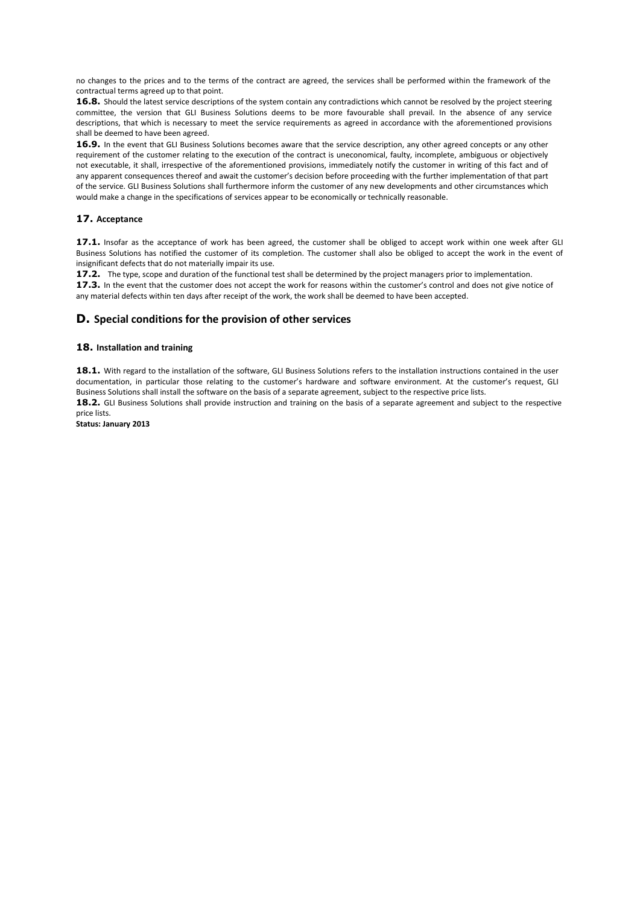no changes to the prices and to the terms of the contract are agreed, the services shall be performed within the framework of the contractual terms agreed up to that point.

**16.8.** Should the latest service descriptions of the system contain any contradictions which cannot be resolved by the project steering committee, the version that GLI Business Solutions deems to be more favourable shall prevail. In the absence of any service descriptions, that which is necessary to meet the service requirements as agreed in accordance with the aforementioned provisions shall be deemed to have been agreed.

**16.9.** In the event that GLI Business Solutions becomes aware that the service description, any other agreed concepts or any other requirement of the customer relating to the execution of the contract is uneconomical, faulty, incomplete, ambiguous or objectively not executable, it shall, irrespective of the aforementioned provisions, immediately notify the customer in writing of this fact and of any apparent consequences thereof and await the customer's decision before proceeding with the further implementation of that part of the service. GLI Business Solutions shall furthermore inform the customer of any new developments and other circumstances which would make a change in the specifications of services appear to be economically or technically reasonable.

### 17. Acceptance

**17.1.** Insofar as the acceptance of work has been agreed, the customer shall be obliged to accept work within one week after GLI Business Solutions has notified the customer of its completion. The customer shall also be obliged to accept the work in the event of insignificant defects that do not materially impair its use.

**17.2.** The type, scope and duration of the functional test shall be determined by the project managers prior to implementation.

**17.3.** In the event that the customer does not accept the work for reasons within the customer's control and does not give notice of any material defects within ten days after receipt of the work, the work shall be deemed to have been accepted.

## D. Special conditions for the provision of other services

### 18. Installation and training

**18.1.** With regard to the installation of the software, GLI Business Solutions refers to the installation instructions contained in the user documentation, in particular those relating to the customer's hardware and software environment. At the customer's request, GLI Business Solutions shall install the software on the basis of a separate agreement, subject to the respective price lists.

**18.2.** GLI Business Solutions shall provide instruction and training on the basis of a separate agreement and subject to the respective price lists.

**Status: January 2013**